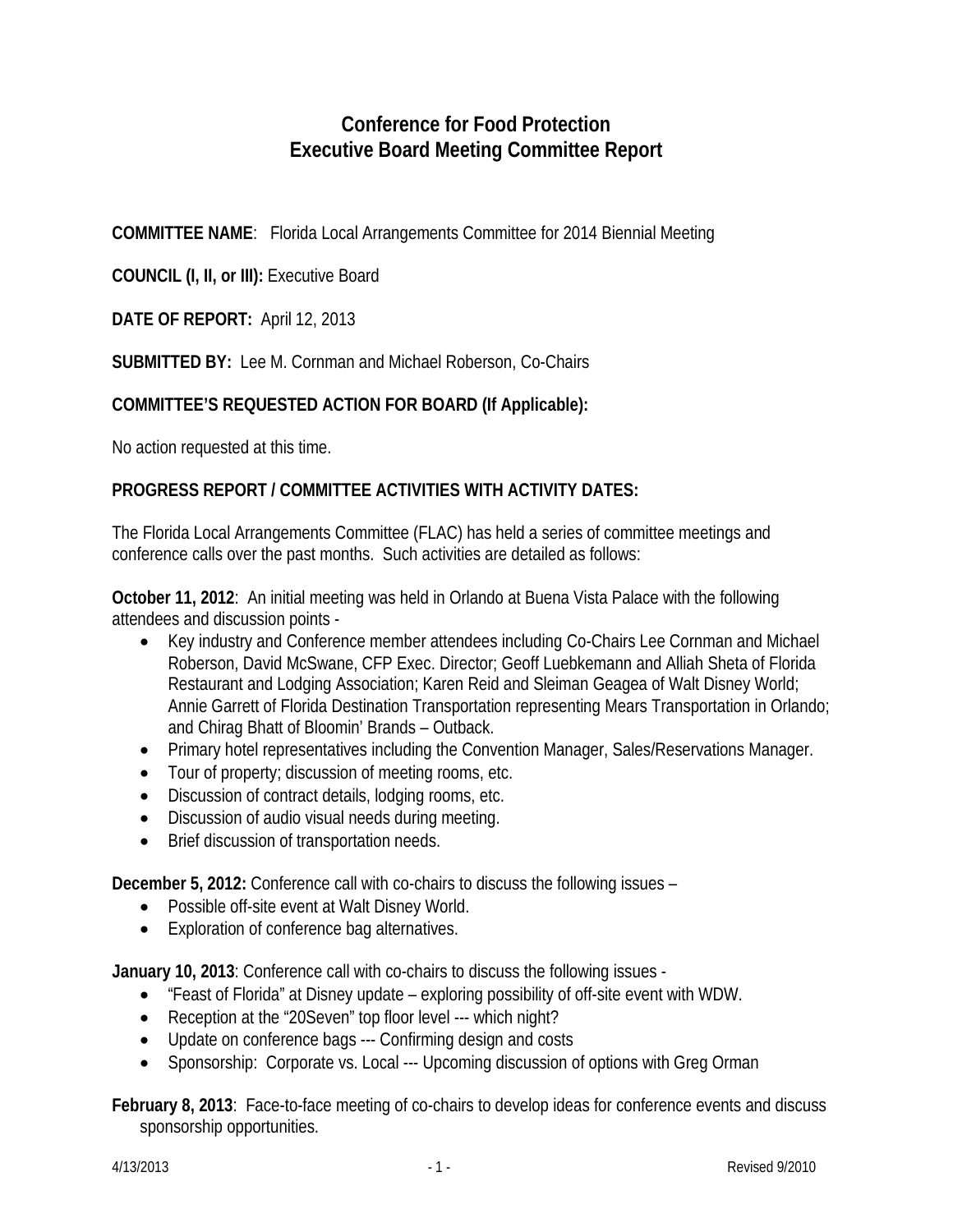# Conference for Food Protection
# Executive Board Meeting Committee Report

**COMMITTEE NAME**: Florida Local Arrangements Committee for 2014 Biennial Meeting

**COUNCIL (I, II, or III):** Executive Board

**DATE OF REPORT:** April 12, 2013

**SUBMITTED BY:** Lee M. Cornman and Michael Roberson, Co-Chairs

**COMMITTEE'S REQUESTED ACTION FOR BOARD (If Applicable):**

No action requested at this time.

**PROGRESS REPORT / COMMITTEE ACTIVITIES WITH ACTIVITY DATES:**

The Florida Local Arrangements Committee (FLAC) has held a series of committee meetings and conference calls over the past months. Such activities are detailed as follows:

**October 11, 2012**: An initial meeting was held in Orlando at Buena Vista Palace with the following attendees and discussion points -

- Key industry and Conference member attendees including Co-Chairs Lee Cornman and Michael Roberson, David McSwane, CFP Exec. Director; Geoff Luebkemann and Alliah Sheta of Florida Restaurant and Lodging Association; Karen Reid and Sleiman Geagea of Walt Disney World; Annie Garrett of Florida Destination Transportation representing Mears Transportation in Orlando; and Chirag Bhatt of Bloomin' Brands – Outback.
- Primary hotel representatives including the Convention Manager, Sales/Reservations Manager.
- Tour of property; discussion of meeting rooms, etc.
- Discussion of contract details, lodging rooms, etc.
- Discussion of audio visual needs during meeting.
- Brief discussion of transportation needs.

**December 5, 2012:** Conference call with co-chairs to discuss the following issues –

- Possible off-site event at Walt Disney World.
- Exploration of conference bag alternatives.

**January 10, 2013**: Conference call with co-chairs to discuss the following issues -

- "Feast of Florida" at Disney update – exploring possibility of off-site event with WDW.
- Reception at the "20Seven" top floor level --- which night?
- Update on conference bags --- Confirming design and costs
- Sponsorship: Corporate vs. Local --- Upcoming discussion of options with Greg Orman

**February 8, 2013**: Face-to-face meeting of co-chairs to develop ideas for conference events and discuss sponsorship opportunities.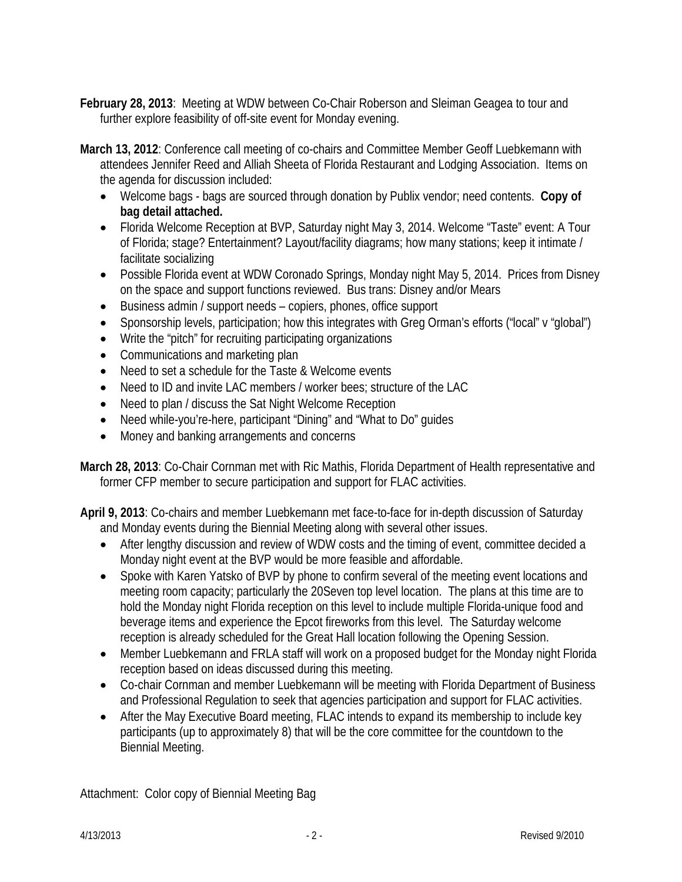**February 28, 2013**: Meeting at WDW between Co-Chair Roberson and Sleiman Geagea to tour and further explore feasibility of off-site event for Monday evening.

**March 13, 2012**: Conference call meeting of co-chairs and Committee Member Geoff Luebkemann with attendees Jennifer Reed and Alliah Sheeta of Florida Restaurant and Lodging Association. Items on the agenda for discussion included:

- Welcome bags - bags are sourced through donation by Publix vendor; need contents. **Copy of bag detail attached.**
- Florida Welcome Reception at BVP, Saturday night May 3, 2014. Welcome "Taste" event: A Tour of Florida; stage? Entertainment? Layout/facility diagrams; how many stations; keep it intimate / facilitate socializing
- Possible Florida event at WDW Coronado Springs, Monday night May 5, 2014. Prices from Disney on the space and support functions reviewed. Bus trans: Disney and/or Mears
- Business admin / support needs – copiers, phones, office support
- Sponsorship levels, participation; how this integrates with Greg Orman's efforts ("local" v "global")
- Write the "pitch" for recruiting participating organizations
- Communications and marketing plan
- Need to set a schedule for the Taste & Welcome events
- Need to ID and invite LAC members / worker bees; structure of the LAC
- Need to plan / discuss the Sat Night Welcome Reception
- Need while-you're-here, participant "Dining" and "What to Do" guides
- Money and banking arrangements and concerns

**March 28, 2013**: Co-Chair Cornman met with Ric Mathis, Florida Department of Health representative and former CFP member to secure participation and support for FLAC activities.

**April 9, 2013**: Co-chairs and member Luebkemann met face-to-face for in-depth discussion of Saturday and Monday events during the Biennial Meeting along with several other issues.

- After lengthy discussion and review of WDW costs and the timing of event, committee decided a Monday night event at the BVP would be more feasible and affordable.
- Spoke with Karen Yatsko of BVP by phone to confirm several of the meeting event locations and meeting room capacity; particularly the 20Seven top level location. The plans at this time are to hold the Monday night Florida reception on this level to include multiple Florida-unique food and beverage items and experience the Epcot fireworks from this level. The Saturday welcome reception is already scheduled for the Great Hall location following the Opening Session.
- Member Luebkemann and FRLA staff will work on a proposed budget for the Monday night Florida reception based on ideas discussed during this meeting.
- Co-chair Cornman and member Luebkemann will be meeting with Florida Department of Business and Professional Regulation to seek that agencies participation and support for FLAC activities.
- After the May Executive Board meeting, FLAC intends to expand its membership to include key participants (up to approximately 8) that will be the core committee for the countdown to the Biennial Meeting.

Attachment: Color copy of Biennial Meeting Bag